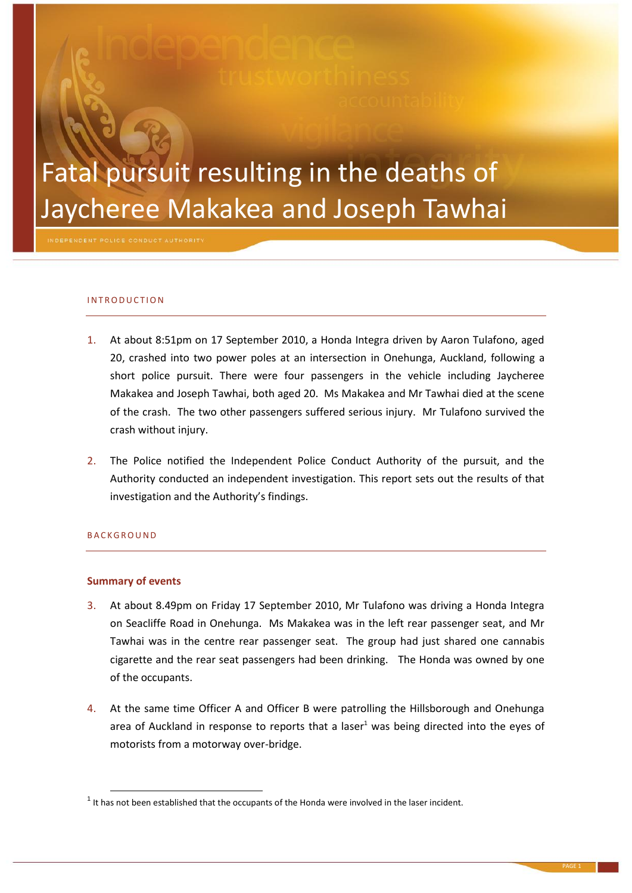# Fatal pursuit resulting in the deaths of Jaycheree Makakea and Joseph Tawhai

INDEPENDENT POLICE CONDUCT AUTHORITY

## INTRODUCTION

1. At about 8:51pm on 17 September 2010, a Honda Integra driven by Aaron Tulafono, aged 20, crashed into two power poles at an intersection in Onehunga, Auckland, following a short police pursuit. There were four passengers in the vehicle including Jaycheree Makakea and Joseph Tawhai, both aged 20. Ms Makakea and Mr Tawhai died at the scene of the crash. The two other passengers suffered serious injury. Mr Tulafono survived the crash without injury.

2. The Police notified the Independent Police Conduct Authority of the pursuit, and the Authority conducted an independent investigation. This report sets out the results of that investigation and the Authority's findings.

## BACKGROUND

### Summary of events

3. At about 8.49pm on Friday 17 September 2010, Mr Tulafono was driving a Honda Integra on Seacliffe Road in Onehunga. Ms Makakea was in the left rear passenger seat, and Mr Tawhai was in the centre rear passenger seat. The group had just shared one cannabis cigarette and the rear seat passengers had been drinking. The Honda was owned by one of the occupants.

4. At the same time Officer A and Officer B were patrolling the Hillsborough and Onehunga area of Auckland in response to reports that a laser[1] was being directed into the eyes of motorists from a motorway over-bridge.

[1] It has not been established that the occupants of the Honda were involved in the laser incident.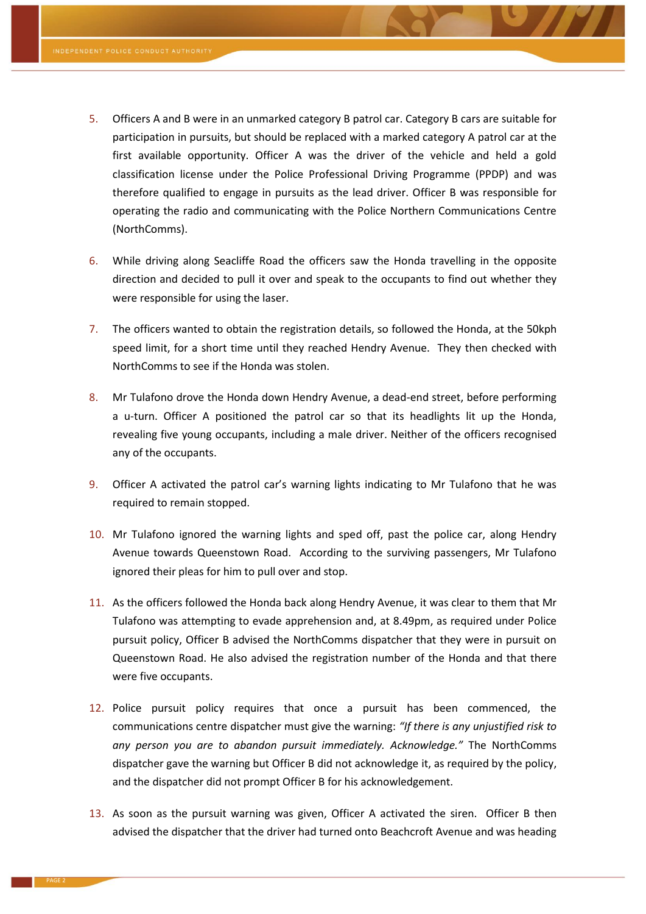5. Officers A and B were in an unmarked category B patrol car. Category B cars are suitable for participation in pursuits, but should be replaced with a marked category A patrol car at the first available opportunity. Officer A was the driver of the vehicle and held a gold classification license under the Police Professional Driving Programme (PPDP) and was therefore qualified to engage in pursuits as the lead driver. Officer B was responsible for operating the radio and communicating with the Police Northern Communications Centre (NorthComms).

6. While driving along Seacliffe Road the officers saw the Honda travelling in the opposite direction and decided to pull it over and speak to the occupants to find out whether they were responsible for using the laser.

7. The officers wanted to obtain the registration details, so followed the Honda, at the 50kph speed limit, for a short time until they reached Hendry Avenue. They then checked with NorthComms to see if the Honda was stolen.

8. Mr Tulafono drove the Honda down Hendry Avenue, a dead-end street, before performing a u-turn. Officer A positioned the patrol car so that its headlights lit up the Honda, revealing five young occupants, including a male driver. Neither of the officers recognised any of the occupants.

9. Officer A activated the patrol car's warning lights indicating to Mr Tulafono that he was required to remain stopped.

10. Mr Tulafono ignored the warning lights and sped off, past the police car, along Hendry Avenue towards Queenstown Road. According to the surviving passengers, Mr Tulafono ignored their pleas for him to pull over and stop.

11. As the officers followed the Honda back along Hendry Avenue, it was clear to them that Mr Tulafono was attempting to evade apprehension and, at 8.49pm, as required under Police pursuit policy, Officer B advised the NorthComms dispatcher that they were in pursuit on Queenstown Road. He also advised the registration number of the Honda and that there were five occupants.

12. Police pursuit policy requires that once a pursuit has been commenced, the communications centre dispatcher must give the warning: *"If there is any unjustified risk to any person you are to abandon pursuit immediately. Acknowledge."* The NorthComms dispatcher gave the warning but Officer B did not acknowledge it, as required by the policy, and the dispatcher did not prompt Officer B for his acknowledgement.

13. As soon as the pursuit warning was given, Officer A activated the siren. Officer B then advised the dispatcher that the driver had turned onto Beachcroft Avenue and was heading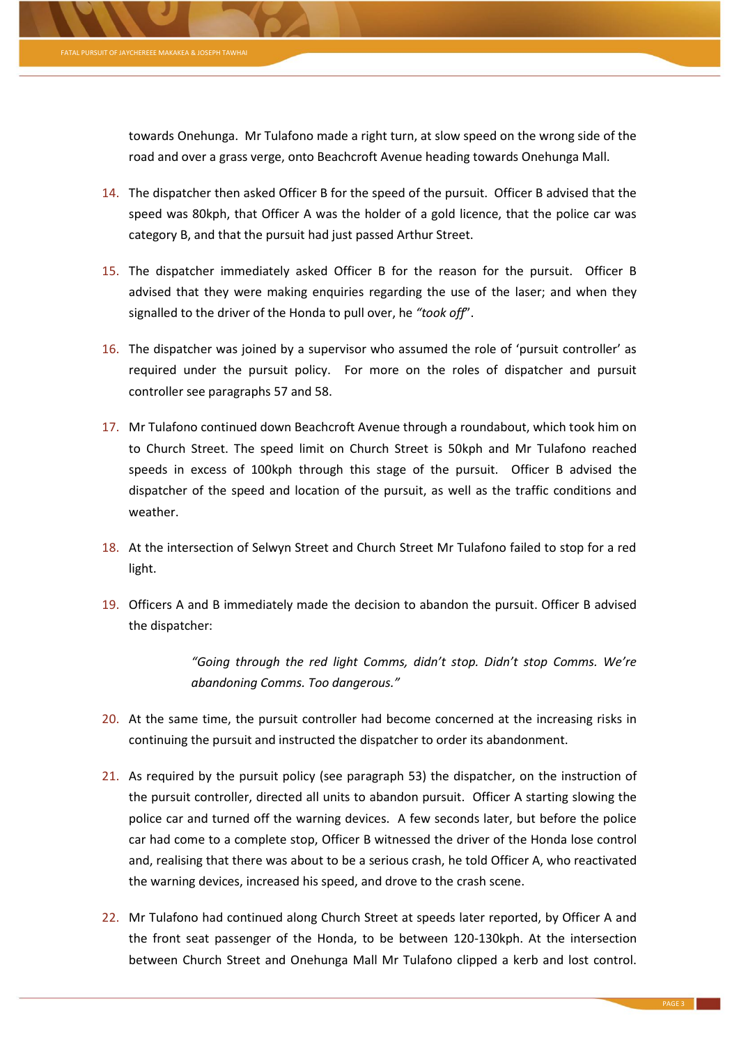towards Onehunga. Mr Tulafono made a right turn, at slow speed on the wrong side of the road and over a grass verge, onto Beachcroft Avenue heading towards Onehunga Mall.

14. The dispatcher then asked Officer B for the speed of the pursuit. Officer B advised that the speed was 80kph, that Officer A was the holder of a gold licence, that the police car was category B, and that the pursuit had just passed Arthur Street.

15. The dispatcher immediately asked Officer B for the reason for the pursuit. Officer B advised that they were making enquiries regarding the use of the laser; and when they signalled to the driver of the Honda to pull over, he *"took off"*.

16. The dispatcher was joined by a supervisor who assumed the role of 'pursuit controller' as required under the pursuit policy. For more on the roles of dispatcher and pursuit controller see paragraphs 57 and 58.

17. Mr Tulafono continued down Beachcroft Avenue through a roundabout, which took him on to Church Street. The speed limit on Church Street is 50kph and Mr Tulafono reached speeds in excess of 100kph through this stage of the pursuit. Officer B advised the dispatcher of the speed and location of the pursuit, as well as the traffic conditions and weather.

18. At the intersection of Selwyn Street and Church Street Mr Tulafono failed to stop for a red light.

19. Officers A and B immediately made the decision to abandon the pursuit. Officer B advised the dispatcher:

> *"Going through the red light Comms, didn't stop. Didn't stop Comms. We're abandoning Comms. Too dangerous."*

20. At the same time, the pursuit controller had become concerned at the increasing risks in continuing the pursuit and instructed the dispatcher to order its abandonment.

21. As required by the pursuit policy (see paragraph 53) the dispatcher, on the instruction of the pursuit controller, directed all units to abandon pursuit. Officer A starting slowing the police car and turned off the warning devices. A few seconds later, but before the police car had come to a complete stop, Officer B witnessed the driver of the Honda lose control and, realising that there was about to be a serious crash, he told Officer A, who reactivated the warning devices, increased his speed, and drove to the crash scene.

22. Mr Tulafono had continued along Church Street at speeds later reported, by Officer A and the front seat passenger of the Honda, to be between 120-130kph. At the intersection between Church Street and Onehunga Mall Mr Tulafono clipped a kerb and lost control.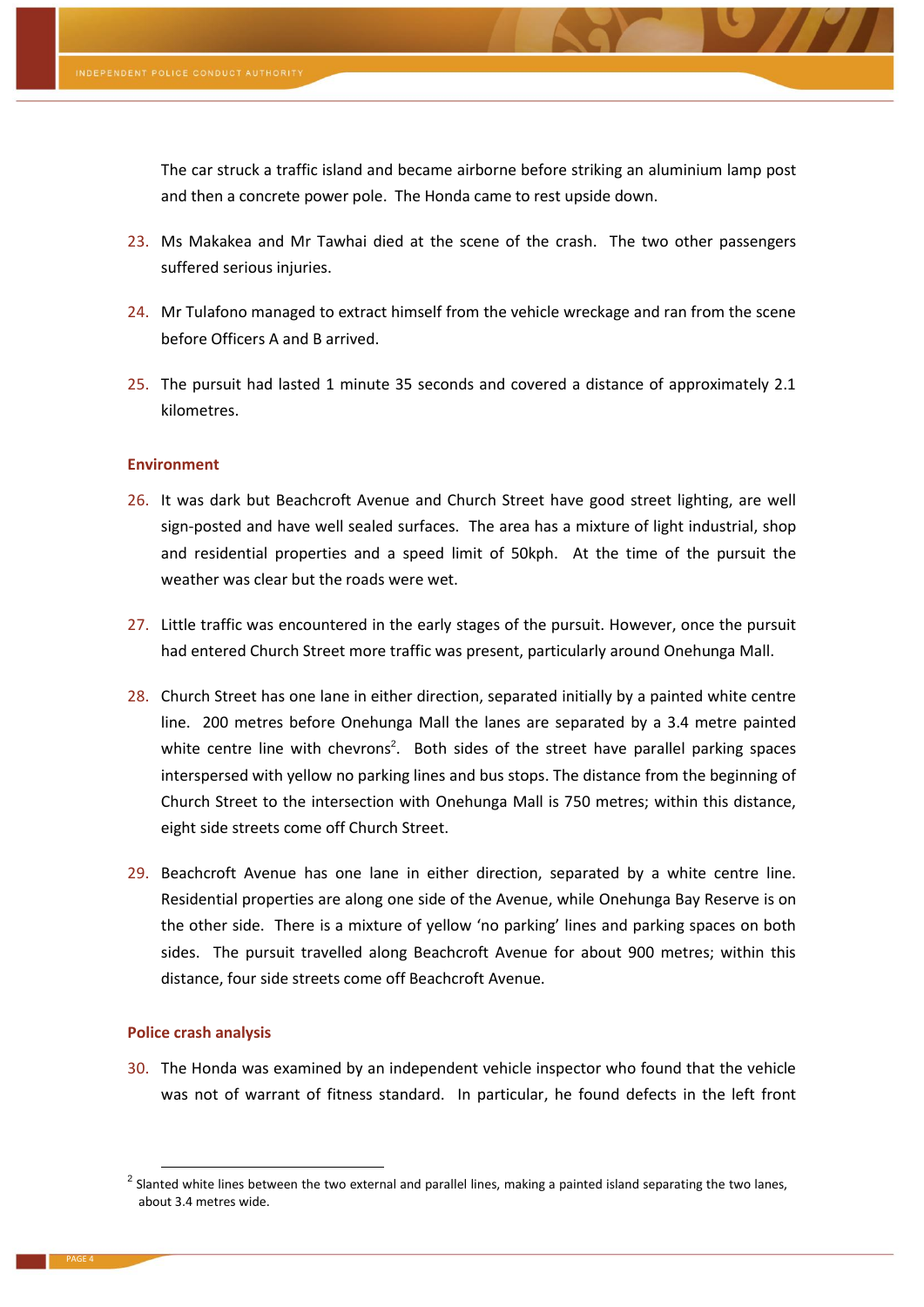The car struck a traffic island and became airborne before striking an aluminium lamp post and then a concrete power pole. The Honda came to rest upside down.

23. Ms Makakea and Mr Tawhai died at the scene of the crash. The two other passengers suffered serious injuries.

24. Mr Tulafono managed to extract himself from the vehicle wreckage and ran from the scene before Officers A and B arrived.

25. The pursuit had lasted 1 minute 35 seconds and covered a distance of approximately 2.1 kilometres.

## Environment

26. It was dark but Beachcroft Avenue and Church Street have good street lighting, are well sign-posted and have well sealed surfaces. The area has a mixture of light industrial, shop and residential properties and a speed limit of 50kph. At the time of the pursuit the weather was clear but the roads were wet.

27. Little traffic was encountered in the early stages of the pursuit. However, once the pursuit had entered Church Street more traffic was present, particularly around Onehunga Mall.

28. Church Street has one lane in either direction, separated initially by a painted white centre line. 200 metres before Onehunga Mall the lanes are separated by a 3.4 metre painted white centre line with chevrons[2]. Both sides of the street have parallel parking spaces interspersed with yellow no parking lines and bus stops. The distance from the beginning of Church Street to the intersection with Onehunga Mall is 750 metres; within this distance, eight side streets come off Church Street.

29. Beachcroft Avenue has one lane in either direction, separated by a white centre line. Residential properties are along one side of the Avenue, while Onehunga Bay Reserve is on the other side. There is a mixture of yellow 'no parking' lines and parking spaces on both sides. The pursuit travelled along Beachcroft Avenue for about 900 metres; within this distance, four side streets come off Beachcroft Avenue.

## Police crash analysis

30. The Honda was examined by an independent vehicle inspector who found that the vehicle was not of warrant of fitness standard. In particular, he found defects in the left front

---

[2] Slanted white lines between the two external and parallel lines, making a painted island separating the two lanes, about 3.4 metres wide.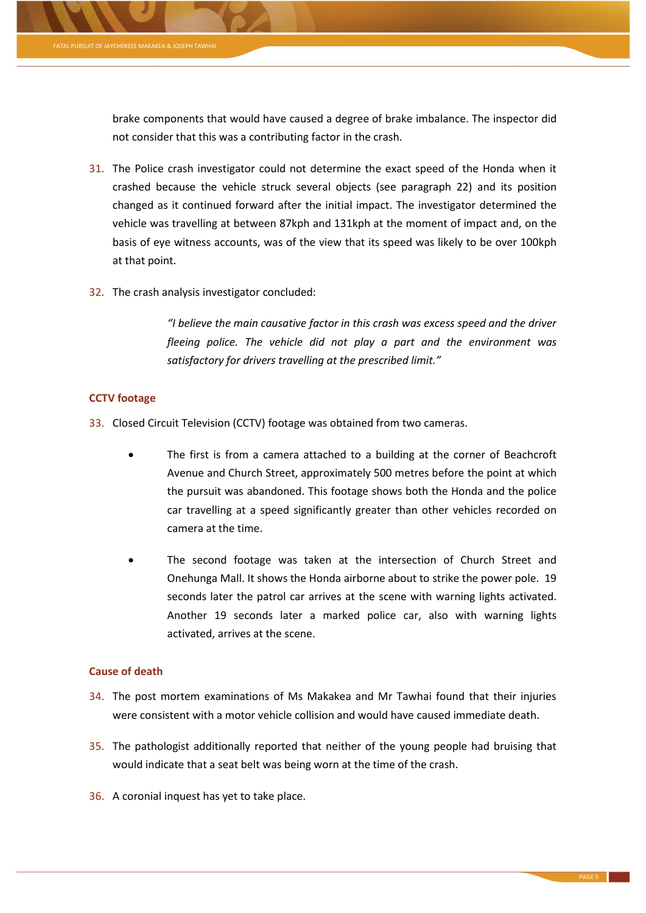brake components that would have caused a degree of brake imbalance. The inspector did not consider that this was a contributing factor in the crash.

31. The Police crash investigator could not determine the exact speed of the Honda when it crashed because the vehicle struck several objects (see paragraph 22) and its position changed as it continued forward after the initial impact. The investigator determined the vehicle was travelling at between 87kph and 131kph at the moment of impact and, on the basis of eye witness accounts, was of the view that its speed was likely to be over 100kph at that point.

32. The crash analysis investigator concluded:

> *"I believe the main causative factor in this crash was excess speed and the driver fleeing police. The vehicle did not play a part and the environment was satisfactory for drivers travelling at the prescribed limit."*

### CCTV footage

33. Closed Circuit Television (CCTV) footage was obtained from two cameras.

   - The first is from a camera attached to a building at the corner of Beachcroft Avenue and Church Street, approximately 500 metres before the point at which the pursuit was abandoned. This footage shows both the Honda and the police car travelling at a speed significantly greater than other vehicles recorded on camera at the time.

   - The second footage was taken at the intersection of Church Street and Onehunga Mall. It shows the Honda airborne about to strike the power pole. 19 seconds later the patrol car arrives at the scene with warning lights activated. Another 19 seconds later a marked police car, also with warning lights activated, arrives at the scene.

### Cause of death

34. The post mortem examinations of Ms Makakea and Mr Tawhai found that their injuries were consistent with a motor vehicle collision and would have caused immediate death.

35. The pathologist additionally reported that neither of the young people had bruising that would indicate that a seat belt was being worn at the time of the crash.

36. A coronial inquest has yet to take place.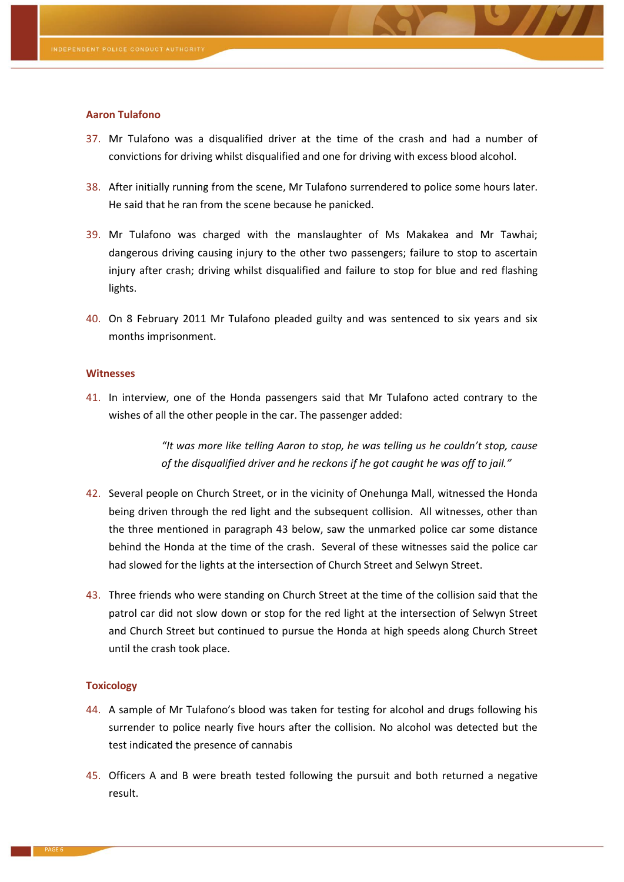### Aaron Tulafono

37. Mr Tulafono was a disqualified driver at the time of the crash and had a number of convictions for driving whilst disqualified and one for driving with excess blood alcohol.

38. After initially running from the scene, Mr Tulafono surrendered to police some hours later. He said that he ran from the scene because he panicked.

39. Mr Tulafono was charged with the manslaughter of Ms Makakea and Mr Tawhai; dangerous driving causing injury to the other two passengers; failure to stop to ascertain injury after crash; driving whilst disqualified and failure to stop for blue and red flashing lights.

40. On 8 February 2011 Mr Tulafono pleaded guilty and was sentenced to six years and six months imprisonment.

### Witnesses

41. In interview, one of the Honda passengers said that Mr Tulafono acted contrary to the wishes of all the other people in the car. The passenger added:

> *"It was more like telling Aaron to stop, he was telling us he couldn't stop, cause of the disqualified driver and he reckons if he got caught he was off to jail."*

42. Several people on Church Street, or in the vicinity of Onehunga Mall, witnessed the Honda being driven through the red light and the subsequent collision. All witnesses, other than the three mentioned in paragraph 43 below, saw the unmarked police car some distance behind the Honda at the time of the crash. Several of these witnesses said the police car had slowed for the lights at the intersection of Church Street and Selwyn Street.

43. Three friends who were standing on Church Street at the time of the collision said that the patrol car did not slow down or stop for the red light at the intersection of Selwyn Street and Church Street but continued to pursue the Honda at high speeds along Church Street until the crash took place.

### Toxicology

44. A sample of Mr Tulafono's blood was taken for testing for alcohol and drugs following his surrender to police nearly five hours after the collision. No alcohol was detected but the test indicated the presence of cannabis

45. Officers A and B were breath tested following the pursuit and both returned a negative result.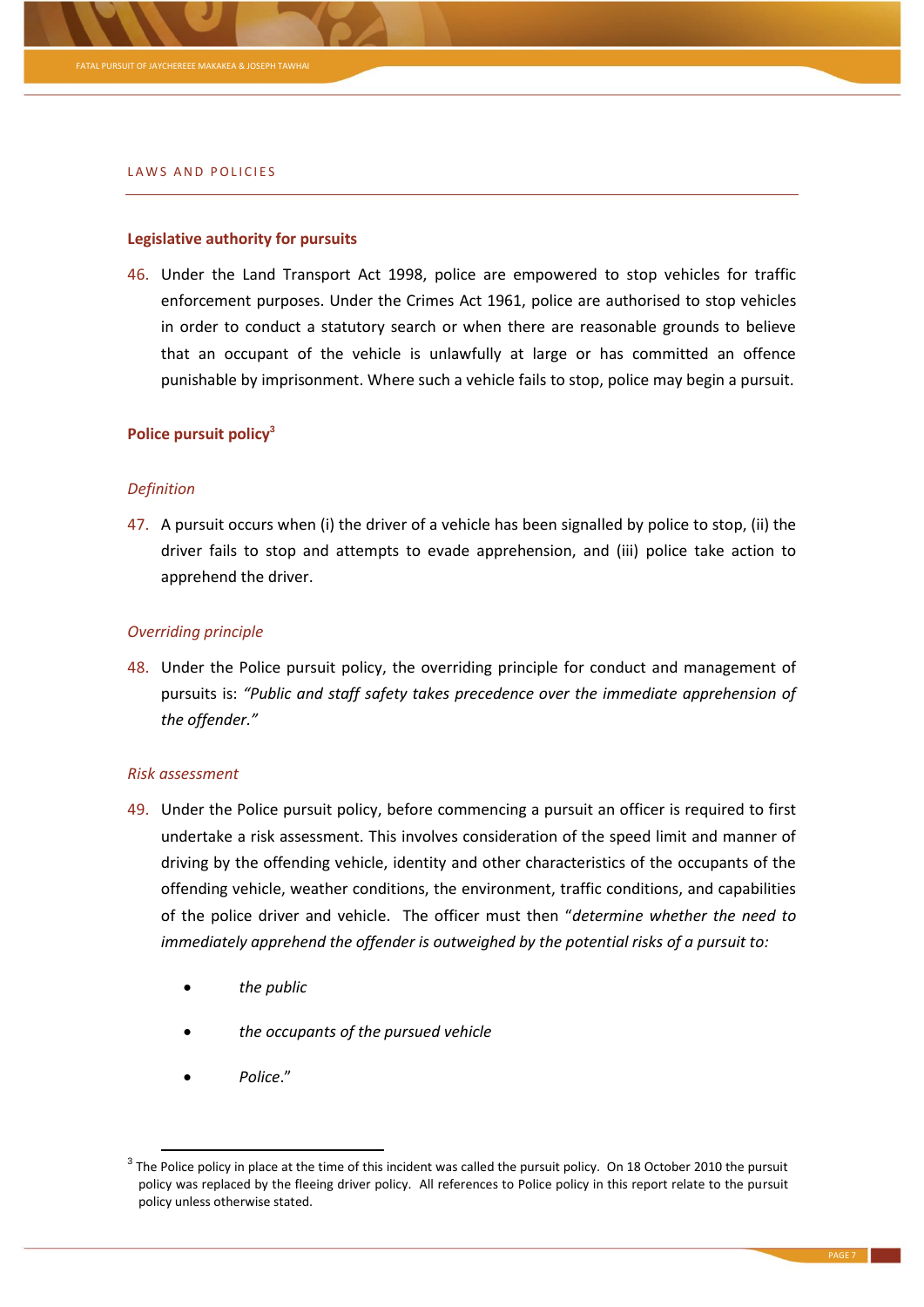## LAWS AND POLICIES

### Legislative authority for pursuits

46. Under the Land Transport Act 1998, police are empowered to stop vehicles for traffic enforcement purposes. Under the Crimes Act 1961, police are authorised to stop vehicles in order to conduct a statutory search or when there are reasonable grounds to believe that an occupant of the vehicle is unlawfully at large or has committed an offence punishable by imprisonment. Where such a vehicle fails to stop, police may begin a pursuit.

### Police pursuit policy[3]

#### *Definition*

47. A pursuit occurs when (i) the driver of a vehicle has been signalled by police to stop, (ii) the driver fails to stop and attempts to evade apprehension, and (iii) police take action to apprehend the driver.

#### *Overriding principle*

48. Under the Police pursuit policy, the overriding principle for conduct and management of pursuits is: *"Public and staff safety takes precedence over the immediate apprehension of the offender."*

#### *Risk assessment*

49. Under the Police pursuit policy, before commencing a pursuit an officer is required to first undertake a risk assessment. This involves consideration of the speed limit and manner of driving by the offending vehicle, identity and other characteristics of the occupants of the offending vehicle, weather conditions, the environment, traffic conditions, and capabilities of the police driver and vehicle. The officer must then "*determine whether the need to immediately apprehend the offender is outweighed by the potential risks of a pursuit to:*

   - *the public*
   - *the occupants of the pursued vehicle*
   - *Police*."

---

[3] The Police policy in place at the time of this incident was called the pursuit policy. On 18 October 2010 the pursuit policy was replaced by the fleeing driver policy. All references to Police policy in this report relate to the pursuit policy unless otherwise stated.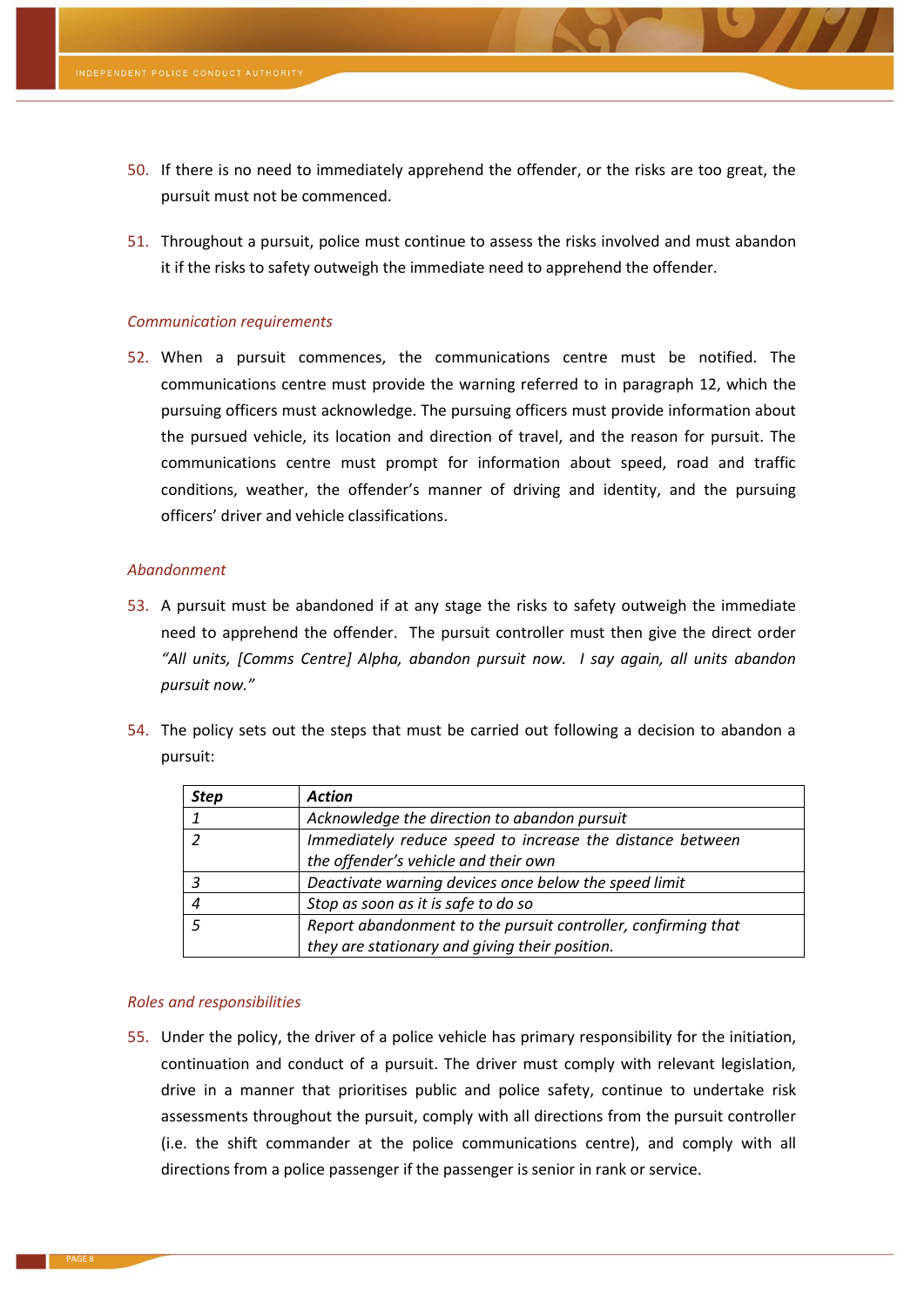50. If there is no need to immediately apprehend the offender, or the risks are too great, the pursuit must not be commenced.

51. Throughout a pursuit, police must continue to assess the risks involved and must abandon it if the risks to safety outweigh the immediate need to apprehend the offender.

*Communication requirements*

52. When a pursuit commences, the communications centre must be notified. The communications centre must provide the warning referred to in paragraph 12, which the pursuing officers must acknowledge. The pursuing officers must provide information about the pursued vehicle, its location and direction of travel, and the reason for pursuit. The communications centre must prompt for information about speed, road and traffic conditions, weather, the offender's manner of driving and identity, and the pursuing officers' driver and vehicle classifications.

*Abandonment*

53. A pursuit must be abandoned if at any stage the risks to safety outweigh the immediate need to apprehend the offender. The pursuit controller must then give the direct order *"All units, [Comms Centre] Alpha, abandon pursuit now. I say again, all units abandon pursuit now."*

54. The policy sets out the steps that must be carried out following a decision to abandon a pursuit:

| ***Step*** | ***Action*** |
|---|---|
| *1* | *Acknowledge the direction to abandon pursuit* |
| *2* | *Immediately reduce speed to increase the distance between the offender's vehicle and their own* |
| *3* | *Deactivate warning devices once below the speed limit* |
| *4* | *Stop as soon as it is safe to do so* |
| *5* | *Report abandonment to the pursuit controller, confirming that they are stationary and giving their position.* |

*Roles and responsibilities*

55. Under the policy, the driver of a police vehicle has primary responsibility for the initiation, continuation and conduct of a pursuit. The driver must comply with relevant legislation, drive in a manner that prioritises public and police safety, continue to undertake risk assessments throughout the pursuit, comply with all directions from the pursuit controller (i.e. the shift commander at the police communications centre), and comply with all directions from a police passenger if the passenger is senior in rank or service.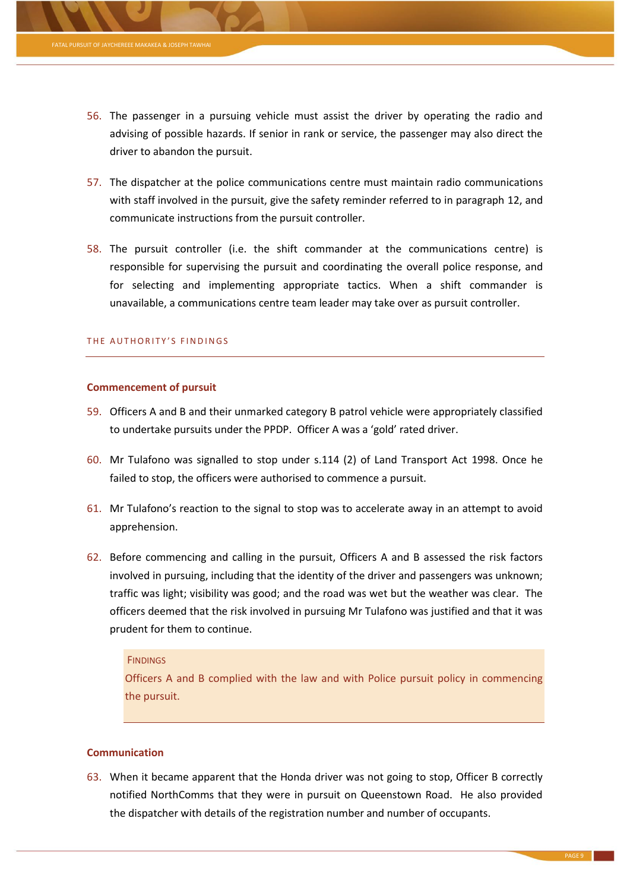56. The passenger in a pursuing vehicle must assist the driver by operating the radio and advising of possible hazards. If senior in rank or service, the passenger may also direct the driver to abandon the pursuit.

57. The dispatcher at the police communications centre must maintain radio communications with staff involved in the pursuit, give the safety reminder referred to in paragraph 12, and communicate instructions from the pursuit controller.

58. The pursuit controller (i.e. the shift commander at the communications centre) is responsible for supervising the pursuit and coordinating the overall police response, and for selecting and implementing appropriate tactics. When a shift commander is unavailable, a communications centre team leader may take over as pursuit controller.

## THE AUTHORITY'S FINDINGS

### Commencement of pursuit

59. Officers A and B and their unmarked category B patrol vehicle were appropriately classified to undertake pursuits under the PPDP. Officer A was a 'gold' rated driver.

60. Mr Tulafono was signalled to stop under s.114 (2) of Land Transport Act 1998. Once he failed to stop, the officers were authorised to commence a pursuit.

61. Mr Tulafono's reaction to the signal to stop was to accelerate away in an attempt to avoid apprehension.

62. Before commencing and calling in the pursuit, Officers A and B assessed the risk factors involved in pursuing, including that the identity of the driver and passengers was unknown; traffic was light; visibility was good; and the road was wet but the weather was clear. The officers deemed that the risk involved in pursuing Mr Tulafono was justified and that it was prudent for them to continue.

> FINDINGS
>
> Officers A and B complied with the law and with Police pursuit policy in commencing the pursuit.

### Communication

63. When it became apparent that the Honda driver was not going to stop, Officer B correctly notified NorthComms that they were in pursuit on Queenstown Road. He also provided the dispatcher with details of the registration number and number of occupants.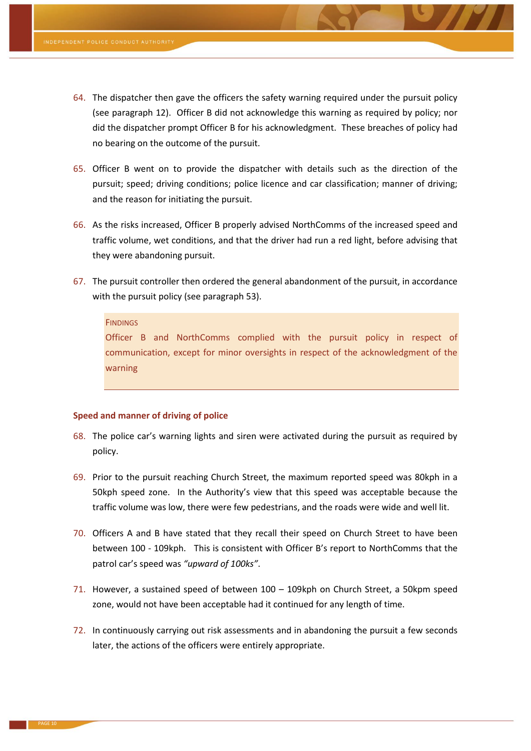64. The dispatcher then gave the officers the safety warning required under the pursuit policy (see paragraph 12). Officer B did not acknowledge this warning as required by policy; nor did the dispatcher prompt Officer B for his acknowledgment. These breaches of policy had no bearing on the outcome of the pursuit.

65. Officer B went on to provide the dispatcher with details such as the direction of the pursuit; speed; driving conditions; police licence and car classification; manner of driving; and the reason for initiating the pursuit.

66. As the risks increased, Officer B properly advised NorthComms of the increased speed and traffic volume, wet conditions, and that the driver had run a red light, before advising that they were abandoning pursuit.

67. The pursuit controller then ordered the general abandonment of the pursuit, in accordance with the pursuit policy (see paragraph 53).

> FINDINGS
>
> Officer B and NorthComms complied with the pursuit policy in respect of communication, except for minor oversights in respect of the acknowledgment of the warning

### Speed and manner of driving of police

68. The police car's warning lights and siren were activated during the pursuit as required by policy.

69. Prior to the pursuit reaching Church Street, the maximum reported speed was 80kph in a 50kph speed zone. In the Authority's view that this speed was acceptable because the traffic volume was low, there were few pedestrians, and the roads were wide and well lit.

70. Officers A and B have stated that they recall their speed on Church Street to have been between 100 - 109kph. This is consistent with Officer B's report to NorthComms that the patrol car's speed was *"upward of 100ks"*.

71. However, a sustained speed of between 100 – 109kph on Church Street, a 50kpm speed zone, would not have been acceptable had it continued for any length of time.

72. In continuously carrying out risk assessments and in abandoning the pursuit a few seconds later, the actions of the officers were entirely appropriate.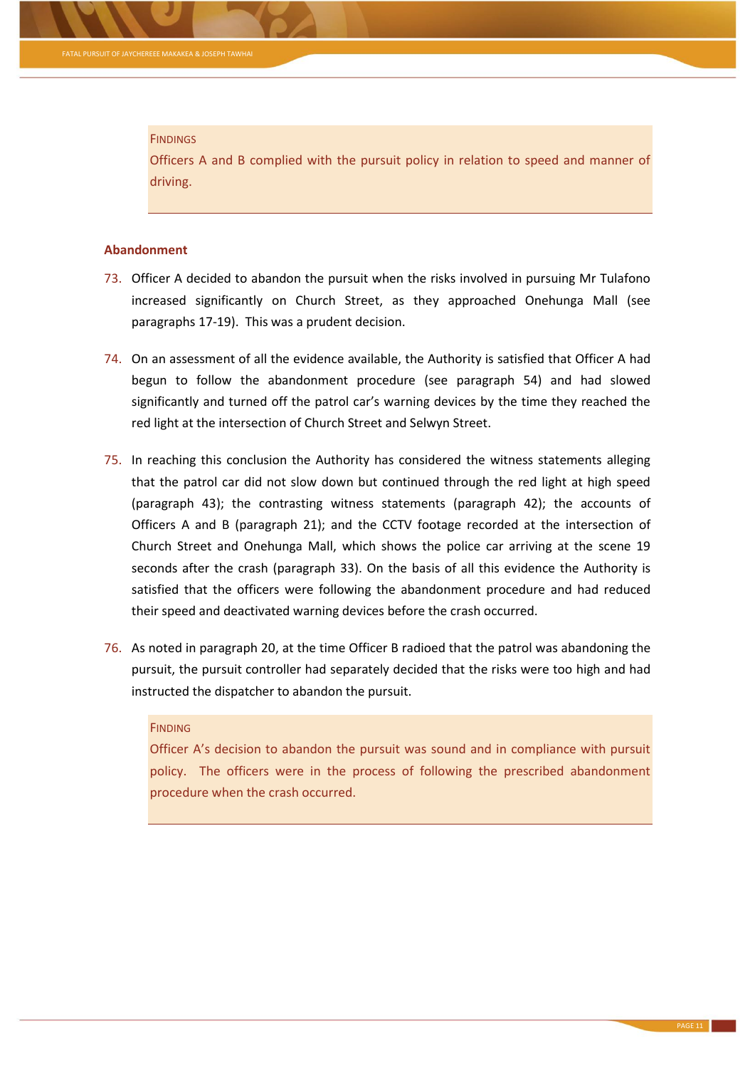FINDINGS

Officers A and B complied with the pursuit policy in relation to speed and manner of driving.

### Abandonment

73. Officer A decided to abandon the pursuit when the risks involved in pursuing Mr Tulafono increased significantly on Church Street, as they approached Onehunga Mall (see paragraphs 17-19). This was a prudent decision.

74. On an assessment of all the evidence available, the Authority is satisfied that Officer A had begun to follow the abandonment procedure (see paragraph 54) and had slowed significantly and turned off the patrol car's warning devices by the time they reached the red light at the intersection of Church Street and Selwyn Street.

75. In reaching this conclusion the Authority has considered the witness statements alleging that the patrol car did not slow down but continued through the red light at high speed (paragraph 43); the contrasting witness statements (paragraph 42); the accounts of Officers A and B (paragraph 21); and the CCTV footage recorded at the intersection of Church Street and Onehunga Mall, which shows the police car arriving at the scene 19 seconds after the crash (paragraph 33). On the basis of all this evidence the Authority is satisfied that the officers were following the abandonment procedure and had reduced their speed and deactivated warning devices before the crash occurred.

76. As noted in paragraph 20, at the time Officer B radioed that the patrol was abandoning the pursuit, the pursuit controller had separately decided that the risks were too high and had instructed the dispatcher to abandon the pursuit.

FINDING

Officer A's decision to abandon the pursuit was sound and in compliance with pursuit policy. The officers were in the process of following the prescribed abandonment procedure when the crash occurred.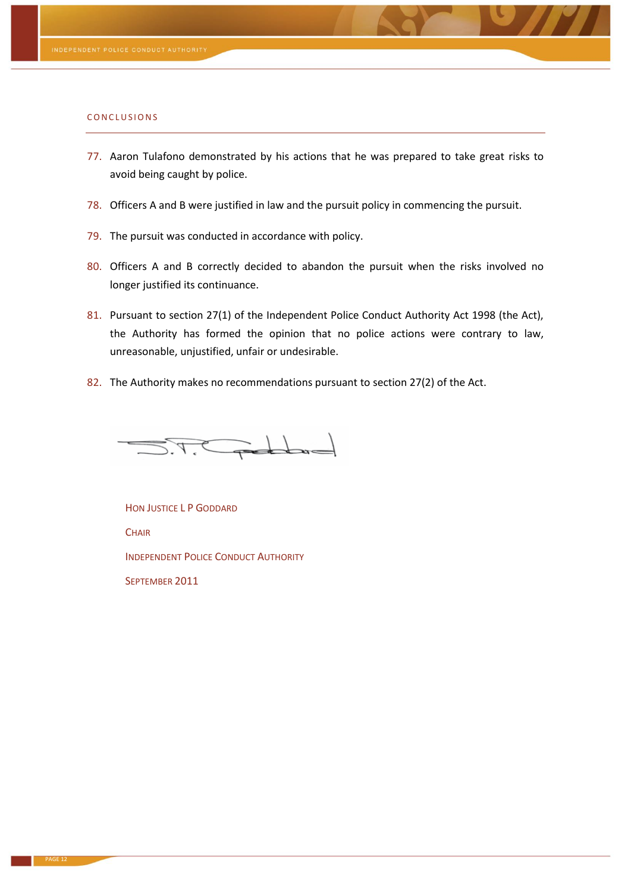## CONCLUSIONS

77. Aaron Tulafono demonstrated by his actions that he was prepared to take great risks to avoid being caught by police.

78. Officers A and B were justified in law and the pursuit policy in commencing the pursuit.

79. The pursuit was conducted in accordance with policy.

80. Officers A and B correctly decided to abandon the pursuit when the risks involved no longer justified its continuance.

81. Pursuant to section 27(1) of the Independent Police Conduct Authority Act 1998 (the Act), the Authority has formed the opinion that no police actions were contrary to law, unreasonable, unjustified, unfair or undesirable.

82. The Authority makes no recommendations pursuant to section 27(2) of the Act.

HON JUSTICE L P GODDARD

CHAIR

INDEPENDENT POLICE CONDUCT AUTHORITY

SEPTEMBER 2011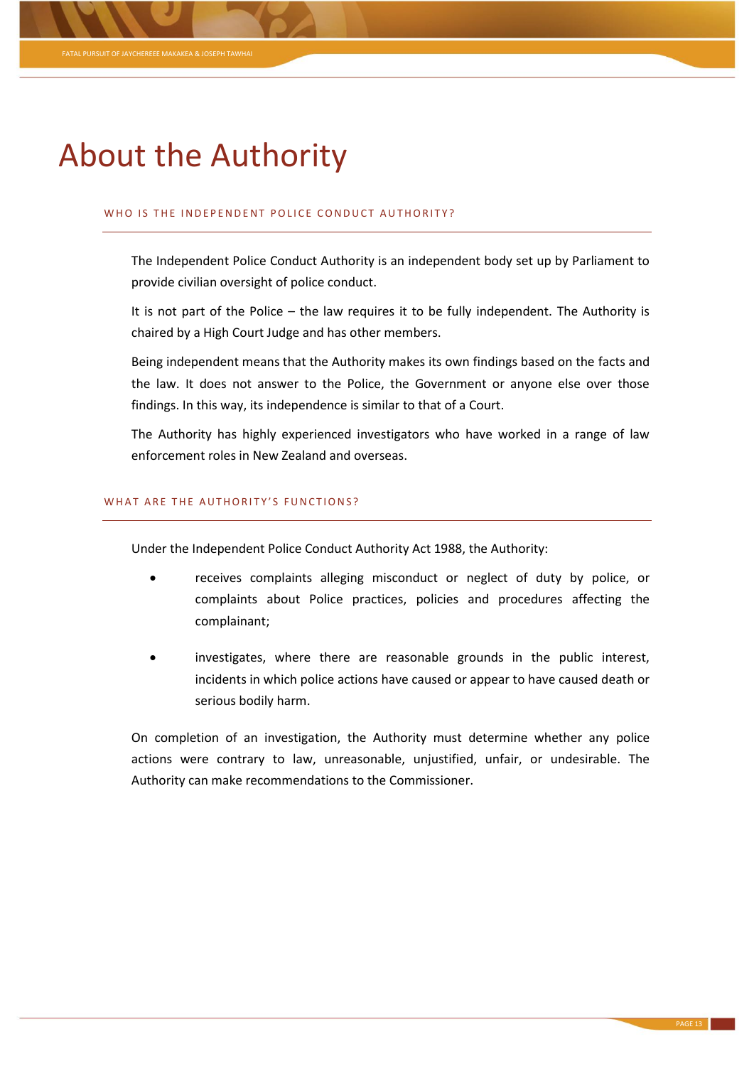# About the Authority

### WHO IS THE INDEPENDENT POLICE CONDUCT AUTHORITY?

The Independent Police Conduct Authority is an independent body set up by Parliament to provide civilian oversight of police conduct.

It is not part of the Police – the law requires it to be fully independent. The Authority is chaired by a High Court Judge and has other members.

Being independent means that the Authority makes its own findings based on the facts and the law. It does not answer to the Police, the Government or anyone else over those findings. In this way, its independence is similar to that of a Court.

The Authority has highly experienced investigators who have worked in a range of law enforcement roles in New Zealand and overseas.

### WHAT ARE THE AUTHORITY'S FUNCTIONS?

Under the Independent Police Conduct Authority Act 1988, the Authority:

- receives complaints alleging misconduct or neglect of duty by police, or complaints about Police practices, policies and procedures affecting the complainant;
- investigates, where there are reasonable grounds in the public interest, incidents in which police actions have caused or appear to have caused death or serious bodily harm.

On completion of an investigation, the Authority must determine whether any police actions were contrary to law, unreasonable, unjustified, unfair, or undesirable. The Authority can make recommendations to the Commissioner.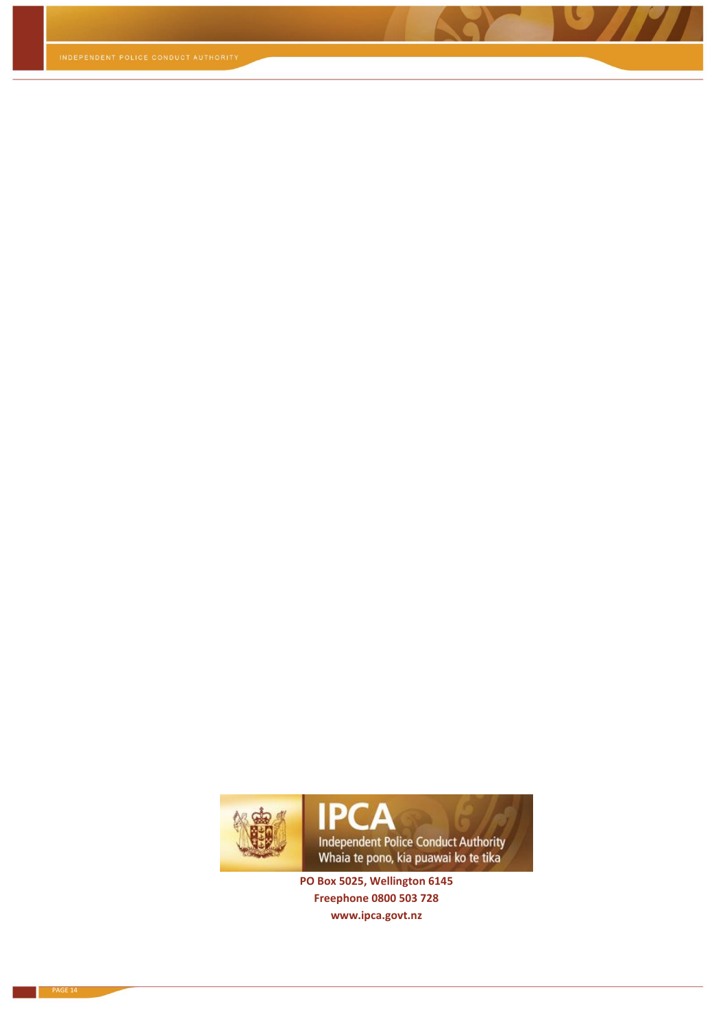IPCA

Independent Police Conduct Authority

Whaia te pono, kia puawai ko te tika

**PO Box 5025, Wellington 6145**

**Freephone 0800 503 728**

**www.ipca.govt.nz**